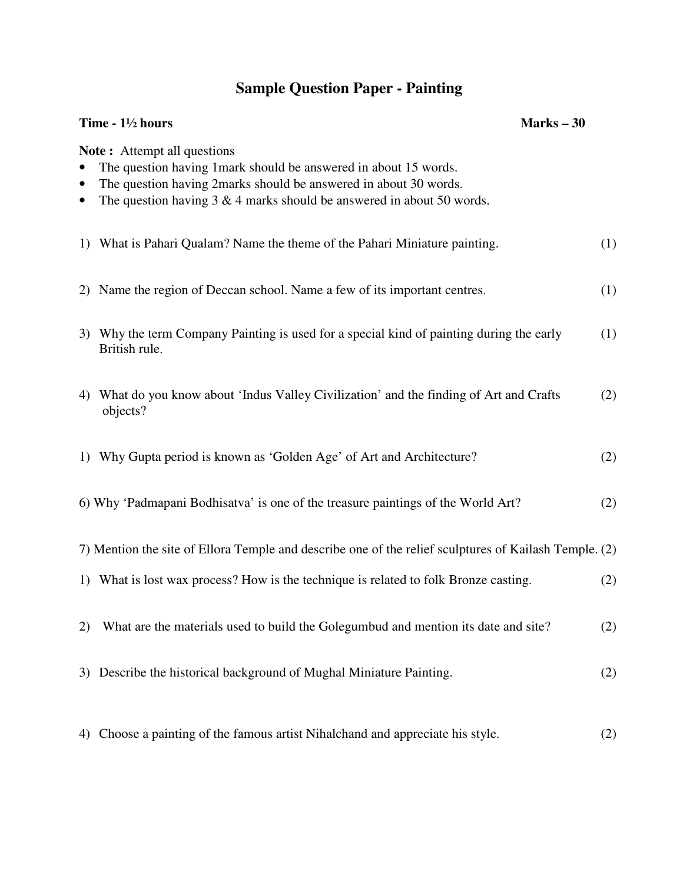# Sample Question Paper - Painting

**Time - 1½ hours** **Marks – 30**

**Note :** Attempt all questions

- The question having 1mark should be answered in about 15 words.
- The question having 2marks should be answered in about 30 words.
- The question having 3 & 4 marks should be answered in about 50 words.

1) What is Pahari Qualam? Name the theme of the Pahari Miniature painting. (1)

2) Name the region of Deccan school. Name a few of its important centres. (1)

3) Why the term Company Painting is used for a special kind of painting during the early British rule. (1)

4) What do you know about 'Indus Valley Civilization' and the finding of Art and Crafts objects? (2)

1) Why Gupta period is known as 'Golden Age' of Art and Architecture? (2)

6) Why 'Padmapani Bodhisatva' is one of the treasure paintings of the World Art? (2)

7) Mention the site of Ellora Temple and describe one of the relief sculptures of Kailash Temple. (2)

1) What is lost wax process? How is the technique is related to folk Bronze casting. (2)

2) What are the materials used to build the Golegumbud and mention its date and site? (2)

3) Describe the historical background of Mughal Miniature Painting. (2)

4) Choose a painting of the famous artist Nihalchand and appreciate his style. (2)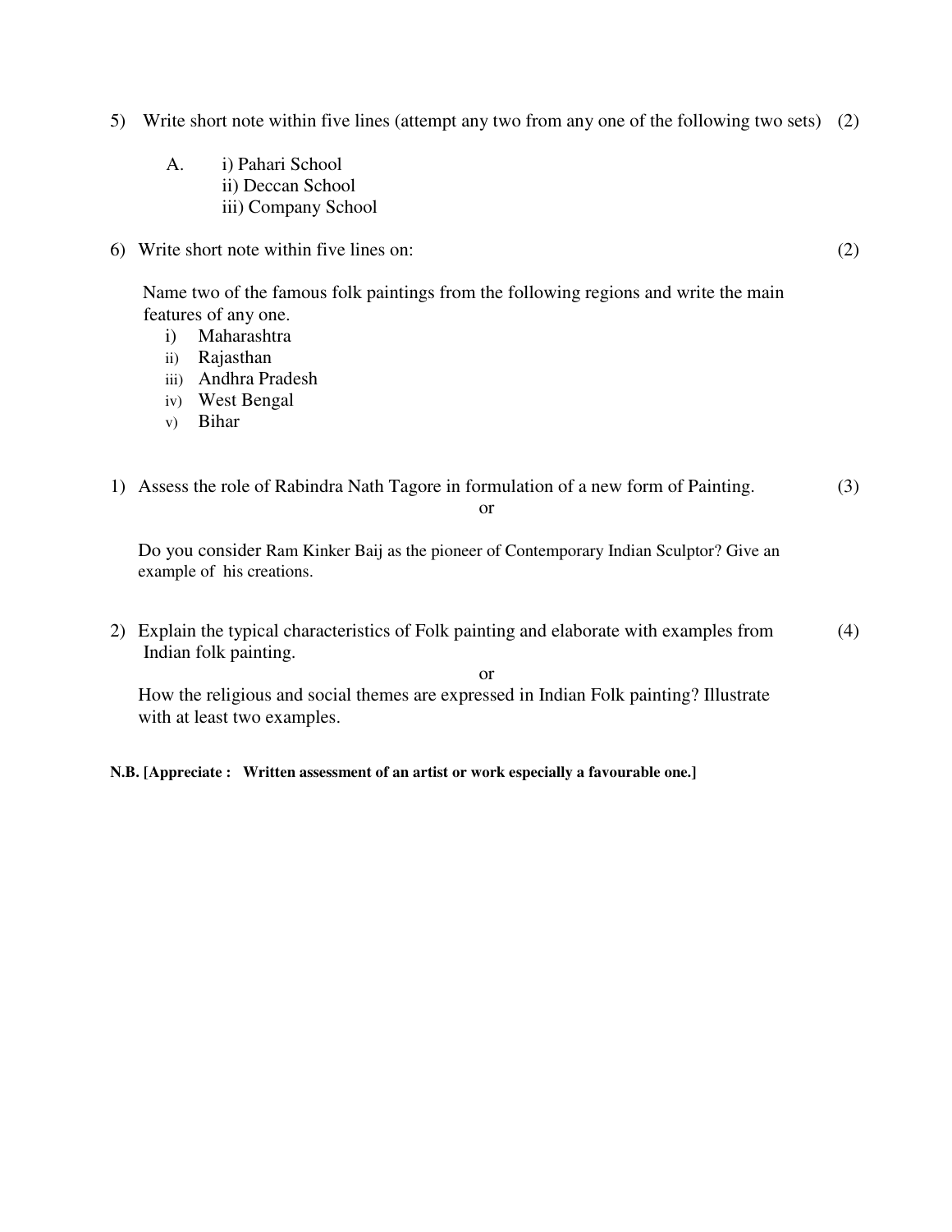5) Write short note within five lines (attempt any two from any one of the following two sets) (2)

A. i) Pahari School
   ii) Deccan School
   iii) Company School

6) Write short note within five lines on: (2)

Name two of the famous folk paintings from the following regions and write the main features of any one.

i) Maharashtra
ii) Rajasthan
iii) Andhra Pradesh
iv) West Bengal
v) Bihar

1) Assess the role of Rabindra Nath Tagore in formulation of a new form of Painting. (3)

or

Do you consider Ram Kinker Baij as the pioneer of Contemporary Indian Sculptor? Give an example of his creations.

2) Explain the typical characteristics of Folk painting and elaborate with examples from Indian folk painting. (4)

or

How the religious and social themes are expressed in Indian Folk painting? Illustrate with at least two examples.

**N.B. [Appreciate : Written assessment of an artist or work especially a favourable one.]**